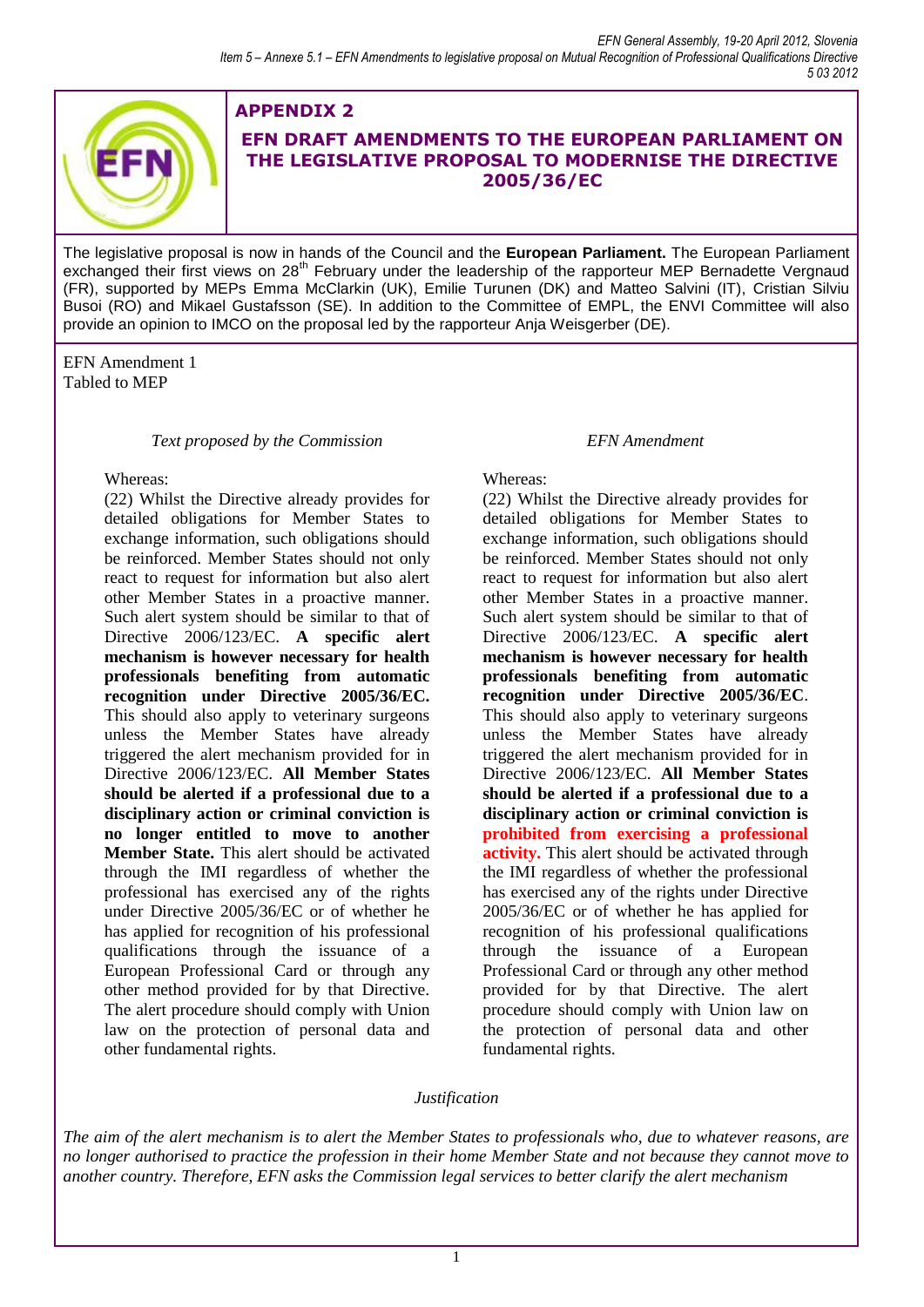# APPENDIX 2

## EFN DRAFT AMENDMENTS TO THE EUROPEAN PARLIAMENT ON THE LEGISLATIVE PROPOSAL TO MODERNISE THE DIRECTIVE 2005/36/EC

The legislative proposal is now in hands of the Council and the **European Parliament.** The European Parliament exchanged their first views on 28[th] February under the leadership of the rapporteur MEP Bernadette Vergnaud (FR), supported by MEPs Emma McClarkin (UK), Emilie Turunen (DK) and Matteo Salvini (IT), Cristian Silviu Busoi (RO) and Mikael Gustafsson (SE). In addition to the Committee of EMPL, the ENVI Committee will also provide an opinion to IMCO on the proposal led by the rapporteur Anja Weisgerber (DE).

EFN Amendment 1
Tabled to MEP

| *Text proposed by the Commission* | *EFN Amendment* |
|---|---|
| Whereas:<br>(22) Whilst the Directive already provides for detailed obligations for Member States to exchange information, such obligations should be reinforced. Member States should not only react to request for information but also alert other Member States in a proactive manner. Such alert system should be similar to that of Directive 2006/123/EC. **A specific alert mechanism is however necessary for health professionals benefiting from automatic recognition under Directive 2005/36/EC.** This should also apply to veterinary surgeons unless the Member States have already triggered the alert mechanism provided for in Directive 2006/123/EC. **All Member States should be alerted if a professional due to a disciplinary action or criminal conviction is no longer entitled to move to another Member State.** This alert should be activated through the IMI regardless of whether the professional has exercised any of the rights under Directive 2005/36/EC or of whether he has applied for recognition of his professional qualifications through the issuance of a European Professional Card or through any other method provided for by that Directive. The alert procedure should comply with Union law on the protection of personal data and other fundamental rights. | Whereas:<br>(22) Whilst the Directive already provides for detailed obligations for Member States to exchange information, such obligations should be reinforced. Member States should not only react to request for information but also alert other Member States in a proactive manner. Such alert system should be similar to that of Directive 2006/123/EC. **A specific alert mechanism is however necessary for health professionals benefiting from automatic recognition under Directive 2005/36/EC**. This should also apply to veterinary surgeons unless the Member States have already triggered the alert mechanism provided for in Directive 2006/123/EC. **All Member States should be alerted if a professional due to a disciplinary action or criminal conviction is prohibited from exercising a professional activity.** This alert should be activated through the IMI regardless of whether the professional has exercised any of the rights under Directive 2005/36/EC or of whether he has applied for recognition of his professional qualifications through the issuance of a European Professional Card or through any other method provided for by that Directive. The alert procedure should comply with Union law on the protection of personal data and other fundamental rights. |

*Justification*

*The aim of the alert mechanism is to alert the Member States to professionals who, due to whatever reasons, are no longer authorised to practice the profession in their home Member State and not because they cannot move to another country. Therefore, EFN asks the Commission legal services to better clarify the alert mechanism*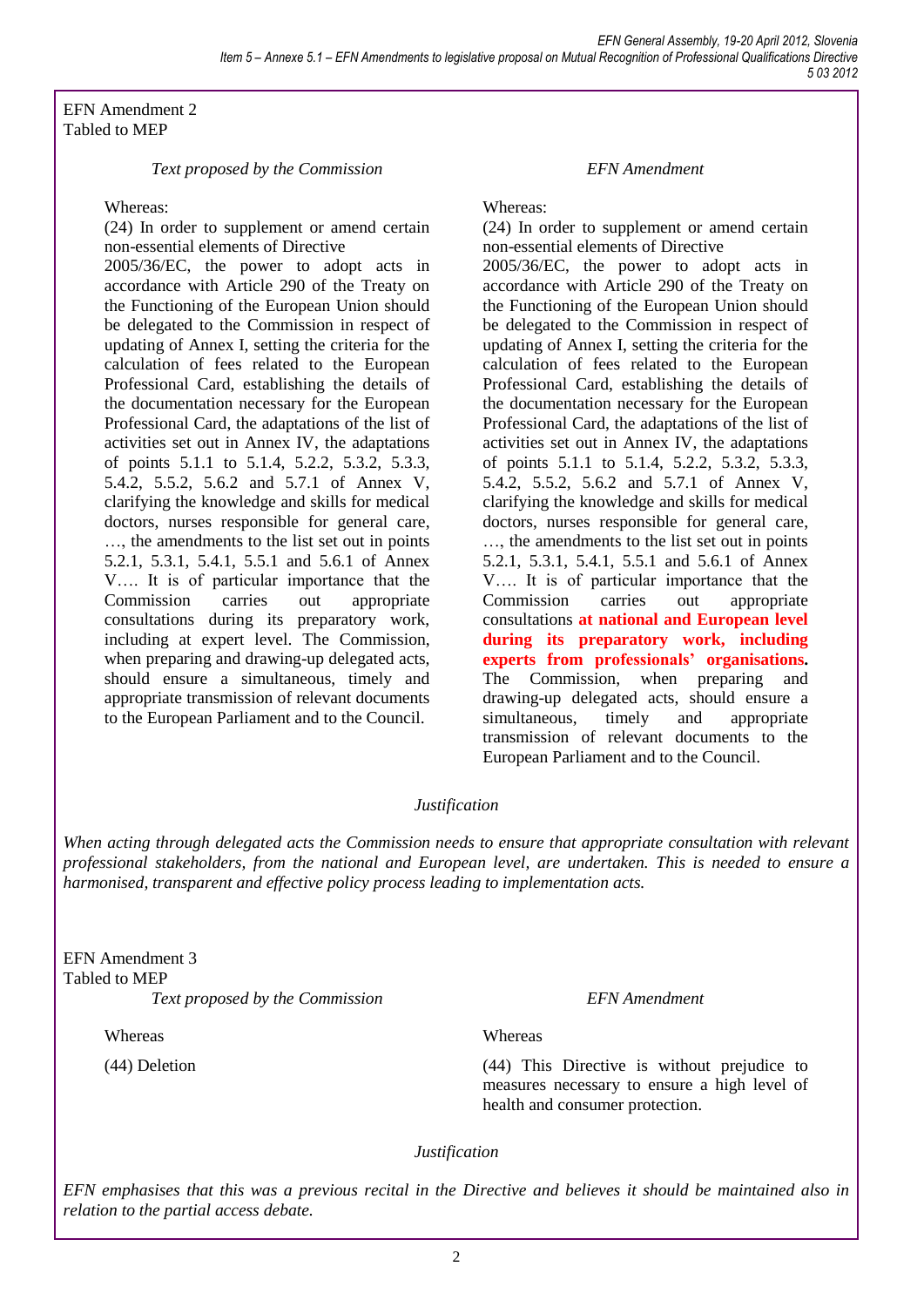EFN Amendment 2
Tabled to MEP

| *Text proposed by the Commission* | *EFN Amendment* |
| --- | --- |
| Whereas: (24) In order to supplement or amend certain non-essential elements of Directive 2005/36/EC, the power to adopt acts in accordance with Article 290 of the Treaty on the Functioning of the European Union should be delegated to the Commission in respect of updating of Annex I, setting the criteria for the calculation of fees related to the European Professional Card, establishing the details of the documentation necessary for the European Professional Card, the adaptations of the list of activities set out in Annex IV, the adaptations of points 5.1.1 to 5.1.4, 5.2.2, 5.3.2, 5.3.3, 5.4.2, 5.5.2, 5.6.2 and 5.7.1 of Annex V, clarifying the knowledge and skills for medical doctors, nurses responsible for general care, …, the amendments to the list set out in points 5.2.1, 5.3.1, 5.4.1, 5.5.1 and 5.6.1 of Annex V…. It is of particular importance that the Commission carries out appropriate consultations during its preparatory work, including at expert level. The Commission, when preparing and drawing-up delegated acts, should ensure a simultaneous, timely and appropriate transmission of relevant documents to the European Parliament and to the Council. | Whereas: (24) In order to supplement or amend certain non-essential elements of Directive 2005/36/EC, the power to adopt acts in accordance with Article 290 of the Treaty on the Functioning of the European Union should be delegated to the Commission in respect of updating of Annex I, setting the criteria for the calculation of fees related to the European Professional Card, establishing the details of the documentation necessary for the European Professional Card, the adaptations of the list of activities set out in Annex IV, the adaptations of points 5.1.1 to 5.1.4, 5.2.2, 5.3.2, 5.3.3, 5.4.2, 5.5.2, 5.6.2 and 5.7.1 of Annex V, clarifying the knowledge and skills for medical doctors, nurses responsible for general care, …, the amendments to the list set out in points 5.2.1, 5.3.1, 5.4.1, 5.5.1 and 5.6.1 of Annex V…. It is of particular importance that the Commission carries out appropriate consultations **at national and European level during its preparatory work, including experts from professionals' organisations.** The Commission, when preparing and drawing-up delegated acts, should ensure a simultaneous, timely and appropriate transmission of relevant documents to the European Parliament and to the Council. |

*Justification*

*When acting through delegated acts the Commission needs to ensure that appropriate consultation with relevant professional stakeholders, from the national and European level, are undertaken. This is needed to ensure a harmonised, transparent and effective policy process leading to implementation acts.*

EFN Amendment 3
Tabled to MEP

| *Text proposed by the Commission* | *EFN Amendment* |
| --- | --- |
| Whereas | Whereas |
| (44) Deletion | (44) This Directive is without prejudice to measures necessary to ensure a high level of health and consumer protection. |

*Justification*

*EFN emphasises that this was a previous recital in the Directive and believes it should be maintained also in relation to the partial access debate.*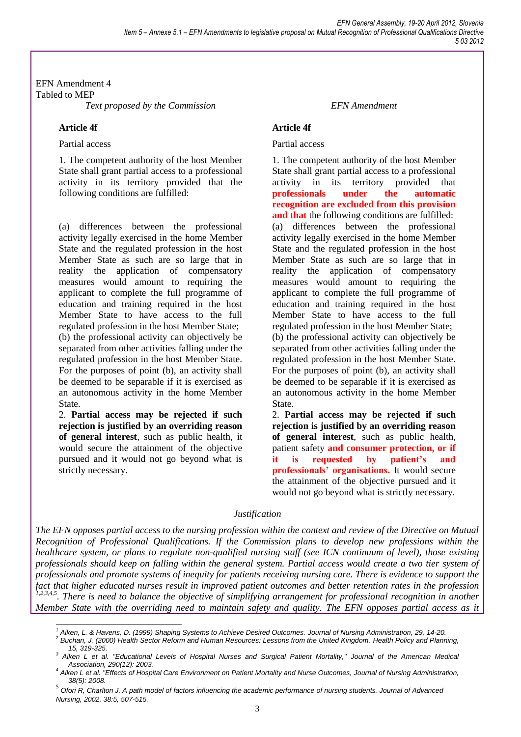EFN Amendment 4
Tabled to MEP

| *Text proposed by the Commission* | *EFN Amendment* |
| --- | --- |
| **Article 4f** | **Article 4f** |
| Partial access | Partial access |
| 1. The competent authority of the host Member State shall grant partial access to a professional activity in its territory provided that the following conditions are fulfilled: | 1. The competent authority of the host Member State shall grant partial access to a professional activity in its territory provided that **professionals under the automatic recognition are excluded from this provision and that** the following conditions are fulfilled: |
| (a) differences between the professional activity legally exercised in the home Member State and the regulated profession in the host Member State as such are so large that in reality the application of compensatory measures would amount to requiring the applicant to complete the full programme of education and training required in the host Member State to have access to the full regulated profession in the host Member State; | (a) differences between the professional activity legally exercised in the home Member State and the regulated profession in the host Member State as such are so large that in reality the application of compensatory measures would amount to requiring the applicant to complete the full programme of education and training required in the host Member State to have access to the full regulated profession in the host Member State; |
| (b) the professional activity can objectively be separated from other activities falling under the regulated profession in the host Member State. | (b) the professional activity can objectively be separated from other activities falling under the regulated profession in the host Member State. |
| For the purposes of point (b), an activity shall be deemed to be separable if it is exercised as an autonomous activity in the home Member State. | For the purposes of point (b), an activity shall be deemed to be separable if it is exercised as an autonomous activity in the home Member State. |
| 2. **Partial access may be rejected if such rejection is justified by an overriding reason of general interest**, such as public health, it would secure the attainment of the objective pursued and it would not go beyond what is strictly necessary. | 2. **Partial access may be rejected if such rejection is justified by an overriding reason of general interest**, such as public health, patient safety **and consumer protection, or if it is requested by patient's and professionals' organisations.** It would secure the attainment of the objective pursued and it would not go beyond what is strictly necessary. |

*Justification*

*The EFN opposes partial access to the nursing profession within the context and review of the Directive on Mutual Recognition of Professional Qualifications. If the Commission plans to develop new professions within the healthcare system, or plans to regulate non-qualified nursing staff (see ICN continuum of level), those existing professionals should keep on falling within the general system. Partial access would create a two tier system of professionals and promote systems of inequity for patients receiving nursing care. There is evidence to support the fact that higher educated nurses result in improved patient outcomes and better retention rates in the profession* [1,2,3,4,5]*. There is need to balance the objective of simplifying arrangement for professional recognition in another Member State with the overriding need to maintain safety and quality. The EFN opposes partial access as it*

---

[1] *Aiken, L. & Havens, D. (1999) Shaping Systems to Achieve Desired Outcomes. Journal of Nursing Administration, 29, 14-20.*

[2] *Buchan, J. (2000) Health Sector Reform and Human Resources: Lessons from the United Kingdom. Health Policy and Planning, 15, 319-325.*

[3] *Aiken L et al. "Educational Levels of Hospital Nurses and Surgical Patient Mortality," Journal of the American Medical Association, 290(12): 2003.*

[4] *Aiken L et al. "Effects of Hospital Care Environment on Patient Mortality and Nurse Outcomes, Journal of Nursing Administration, 38(5): 2008.*

[5] *Ofori R, Charlton J. A path model of factors influencing the academic performance of nursing students. Journal of Advanced Nursing, 2002, 38:5, 507-515.*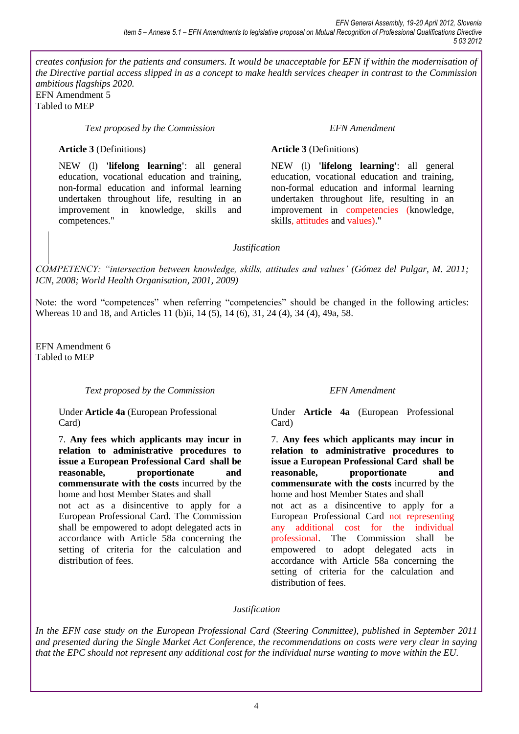*creates confusion for the patients and consumers. It would be unacceptable for EFN if within the modernisation of the Directive partial access slipped in as a concept to make health services cheaper in contrast to the Commission ambitious flagships 2020.*

EFN Amendment 5
Tabled to MEP

| *Text proposed by the Commission* | *EFN Amendment* |
| --- | --- |
| **Article 3** (Definitions) | **Article 3** (Definitions) |
| NEW (l) **'lifelong learning'**: all general education, vocational education and training, non-formal education and informal learning undertaken throughout life, resulting in an improvement in knowledge, skills and competences." | NEW (l) **'lifelong learning'**: all general education, vocational education and training, non-formal education and informal learning undertaken throughout life, resulting in an improvement in competencies (knowledge, skills, attitudes and values)." |

*Justification*

*COMPETENCY: "intersection between knowledge, skills, attitudes and values' (Gómez del Pulgar, M. 2011; ICN, 2008; World Health Organisation, 2001, 2009)*

Note: the word "competences" when referring "competencies" should be changed in the following articles: Whereas 10 and 18, and Articles 11 (b)ii, 14 (5), 14 (6), 31, 24 (4), 34 (4), 49a, 58.

EFN Amendment 6
Tabled to MEP

| *Text proposed by the Commission* | *EFN Amendment* |
| --- | --- |
| Under **Article 4a** (European Professional Card) | Under **Article 4a** (European Professional Card) |
| 7. **Any fees which applicants may incur in relation to administrative procedures to issue a European Professional Card shall be reasonable, proportionate and commensurate with the costs** incurred by the home and host Member States and shall not act as a disincentive to apply for a European Professional Card. The Commission shall be empowered to adopt delegated acts in accordance with Article 58a concerning the setting of criteria for the calculation and distribution of fees. | 7. **Any fees which applicants may incur in relation to administrative procedures to issue a European Professional Card shall be reasonable, proportionate and commensurate with the costs** incurred by the home and host Member States and shall not act as a disincentive to apply for a European Professional Card not representing any additional cost for the individual professional. The Commission shall be empowered to adopt delegated acts in accordance with Article 58a concerning the setting of criteria for the calculation and distribution of fees. |

*Justification*

*In the EFN case study on the European Professional Card (Steering Committee), published in September 2011 and presented during the Single Market Act Conference, the recommendations on costs were very clear in saying that the EPC should not represent any additional cost for the individual nurse wanting to move within the EU.*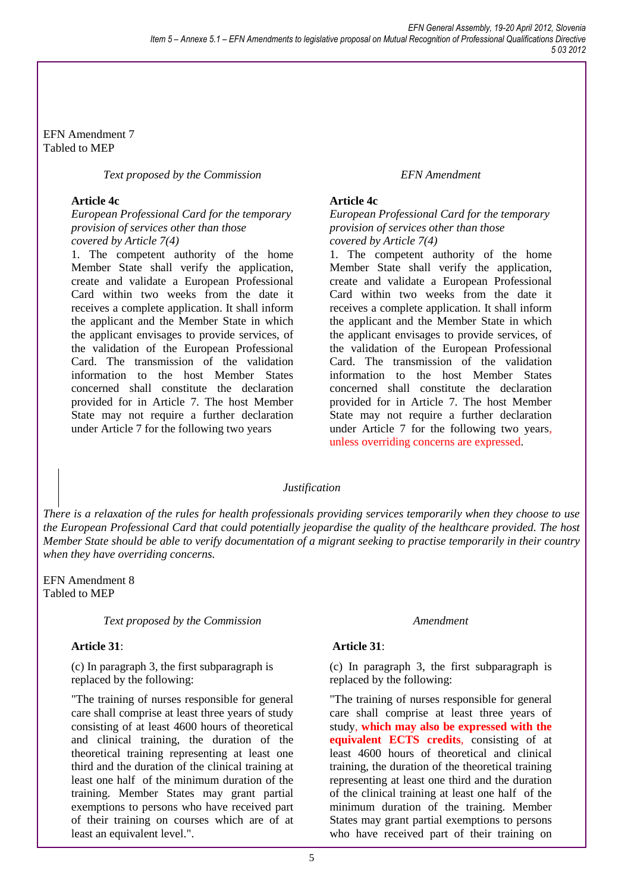EFN Amendment 7
Tabled to MEP

| *Text proposed by the Commission* | *EFN Amendment* |
| --- | --- |
| **Article 4c**<br>*European Professional Card for the temporary provision of services other than those covered by Article 7(4)*<br>1. The competent authority of the home Member State shall verify the application, create and validate a European Professional Card within two weeks from the date it receives a complete application. It shall inform the applicant and the Member State in which the applicant envisages to provide services, of the validation of the European Professional Card. The transmission of the validation information to the host Member States concerned shall constitute the declaration provided for in Article 7. The host Member State may not require a further declaration under Article 7 for the following two years | **Article 4c**<br>*European Professional Card for the temporary provision of services other than those covered by Article 7(4)*<br>1. The competent authority of the home Member State shall verify the application, create and validate a European Professional Card within two weeks from the date it receives a complete application. It shall inform the applicant and the Member State in which the applicant envisages to provide services, of the validation of the European Professional Card. The transmission of the validation information to the host Member States concerned shall constitute the declaration provided for in Article 7. The host Member State may not require a further declaration under Article 7 for the following two years, unless overriding concerns are expressed. |

*Justification*

*There is a relaxation of the rules for health professionals providing services temporarily when they choose to use the European Professional Card that could potentially jeopardise the quality of the healthcare provided. The host Member State should be able to verify documentation of a migrant seeking to practise temporarily in their country when they have overriding concerns.*

EFN Amendment 8
Tabled to MEP

| *Text proposed by the Commission* | *Amendment* |
| --- | --- |
| **Article 31**:<br>(c) In paragraph 3, the first subparagraph is replaced by the following:<br>"The training of nurses responsible for general care shall comprise at least three years of study consisting of at least 4600 hours of theoretical and clinical training, the duration of the theoretical training representing at least one third and the duration of the clinical training at least one half of the minimum duration of the training. Member States may grant partial exemptions to persons who have received part of their training on courses which are of at least an equivalent level.". | **Article 31**:<br>(c) In paragraph 3, the first subparagraph is replaced by the following:<br>"The training of nurses responsible for general care shall comprise at least three years of study, **which may also be expressed with the equivalent ECTS credits**, consisting of at least 4600 hours of theoretical and clinical training, the duration of the theoretical training representing at least one third and the duration of the clinical training at least one half of the minimum duration of the training. Member States may grant partial exemptions to persons who have received part of their training on |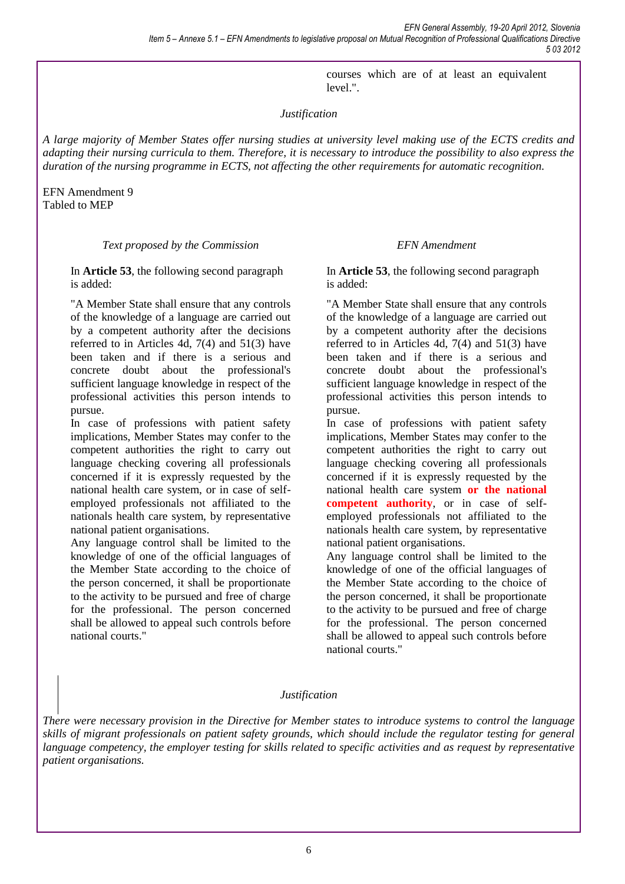courses which are of at least an equivalent level.".

*Justification*

*A large majority of Member States offer nursing studies at university level making use of the ECTS credits and adapting their nursing curricula to them. Therefore, it is necessary to introduce the possibility to also express the duration of the nursing programme in ECTS, not affecting the other requirements for automatic recognition.*

EFN Amendment 9
Tabled to MEP

| *Text proposed by the Commission* | *EFN Amendment* |
|---|---|
| In **Article 53**, the following second paragraph is added:<br><br>"A Member State shall ensure that any controls of the knowledge of a language are carried out by a competent authority after the decisions referred to in Articles 4d, 7(4) and 51(3) have been taken and if there is a serious and concrete doubt about the professional's sufficient language knowledge in respect of the professional activities this person intends to pursue.<br>In case of professions with patient safety implications, Member States may confer to the competent authorities the right to carry out language checking covering all professionals concerned if it is expressly requested by the national health care system, or in case of self-employed professionals not affiliated to the nationals health care system, by representative national patient organisations.<br>Any language control shall be limited to the knowledge of one of the official languages of the Member State according to the choice of the person concerned, it shall be proportionate to the activity to be pursued and free of charge for the professional. The person concerned shall be allowed to appeal such controls before national courts." | In **Article 53**, the following second paragraph is added:<br><br>"A Member State shall ensure that any controls of the knowledge of a language are carried out by a competent authority after the decisions referred to in Articles 4d, 7(4) and 51(3) have been taken and if there is a serious and concrete doubt about the professional's sufficient language knowledge in respect of the professional activities this person intends to pursue.<br>In case of professions with patient safety implications, Member States may confer to the competent authorities the right to carry out language checking covering all professionals concerned if it is expressly requested by the national health care system **or the national competent authority**, or in case of self-employed professionals not affiliated to the nationals health care system, by representative national patient organisations.<br>Any language control shall be limited to the knowledge of one of the official languages of the Member State according to the choice of the person concerned, it shall be proportionate to the activity to be pursued and free of charge for the professional. The person concerned shall be allowed to appeal such controls before national courts." |

*Justification*

*There were necessary provision in the Directive for Member states to introduce systems to control the language skills of migrant professionals on patient safety grounds, which should include the regulator testing for general language competency, the employer testing for skills related to specific activities and as request by representative patient organisations.*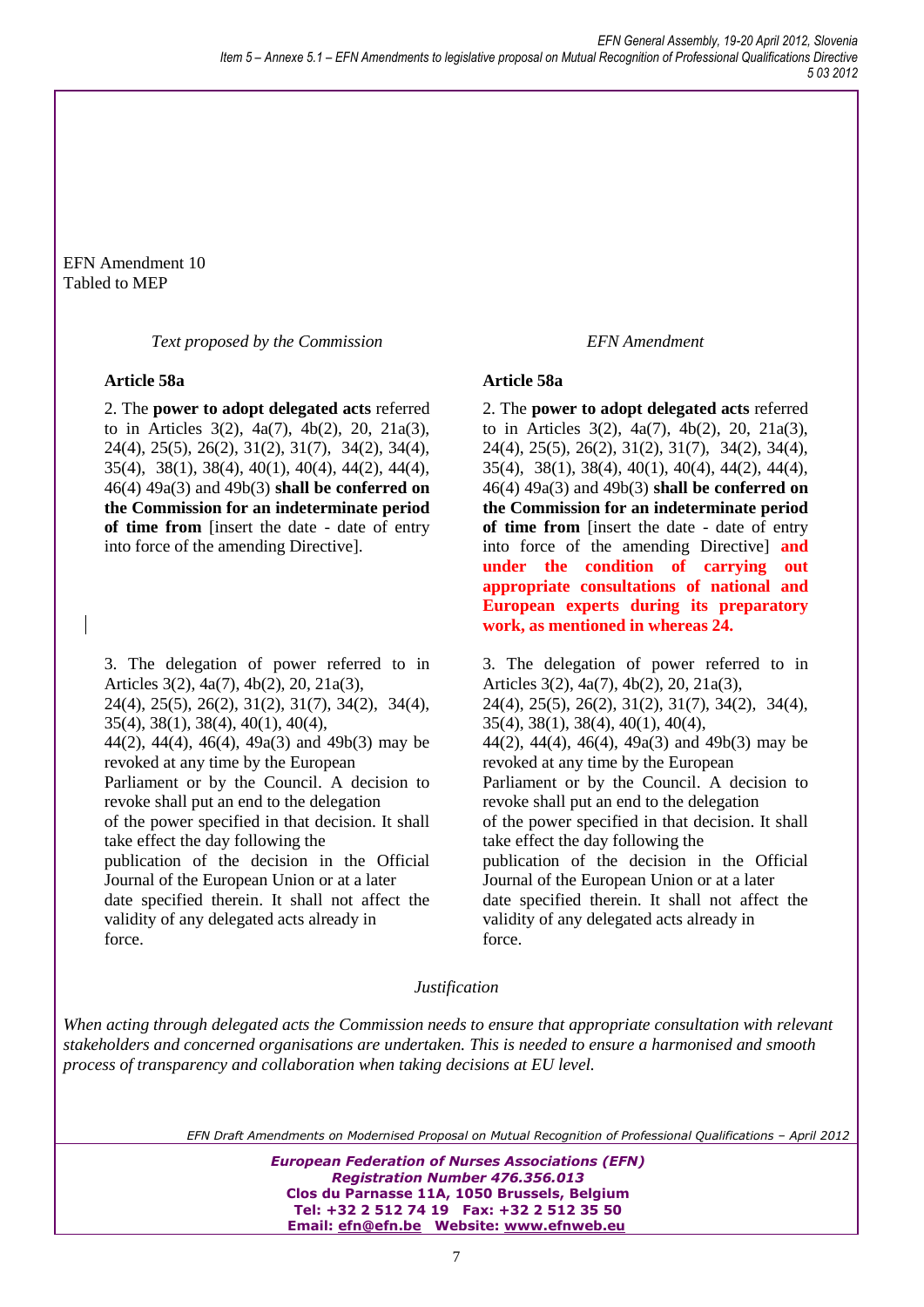EFN Amendment 10
Tabled to MEP

| *Text proposed by the Commission* | *EFN Amendment* |
|---|---|
| **Article 58a** | **Article 58a** |
| 2. The **power to adopt delegated acts** referred to in Articles 3(2), 4a(7), 4b(2), 20, 21a(3), 24(4), 25(5), 26(2), 31(2), 31(7), 34(2), 34(4), 35(4), 38(1), 38(4), 40(1), 40(4), 44(2), 44(4), 46(4) 49a(3) and 49b(3) **shall be conferred on the Commission for an indeterminate period of time from** [insert the date - date of entry into force of the amending Directive]. | 2. The **power to adopt delegated acts** referred to in Articles 3(2), 4a(7), 4b(2), 20, 21a(3), 24(4), 25(5), 26(2), 31(2), 31(7), 34(2), 34(4), 35(4), 38(1), 38(4), 40(1), 40(4), 44(2), 44(4), 46(4) 49a(3) and 49b(3) **shall be conferred on the Commission for an indeterminate period of time from** [insert the date - date of entry into force of the amending Directive] **and under the condition of carrying out appropriate consultations of national and European experts during its preparatory work, as mentioned in whereas 24.** |
| 3. The delegation of power referred to in Articles 3(2), 4a(7), 4b(2), 20, 21a(3), 24(4), 25(5), 26(2), 31(2), 31(7), 34(2), 34(4), 35(4), 38(1), 38(4), 40(1), 40(4), 44(2), 44(4), 46(4), 49a(3) and 49b(3) may be revoked at any time by the European Parliament or by the Council. A decision to revoke shall put an end to the delegation of the power specified in that decision. It shall take effect the day following the publication of the decision in the Official Journal of the European Union or at a later date specified therein. It shall not affect the validity of any delegated acts already in force. | 3. The delegation of power referred to in Articles 3(2), 4a(7), 4b(2), 20, 21a(3), 24(4), 25(5), 26(2), 31(2), 31(7), 34(2), 34(4), 35(4), 38(1), 38(4), 40(1), 40(4), 44(2), 44(4), 46(4), 49a(3) and 49b(3) may be revoked at any time by the European Parliament or by the Council. A decision to revoke shall put an end to the delegation of the power specified in that decision. It shall take effect the day following the publication of the decision in the Official Journal of the European Union or at a later date specified therein. It shall not affect the validity of any delegated acts already in force. |

*Justification*

*When acting through delegated acts the Commission needs to ensure that appropriate consultation with relevant stakeholders and concerned organisations are undertaken. This is needed to ensure a harmonised and smooth process of transparency and collaboration when taking decisions at EU level.*